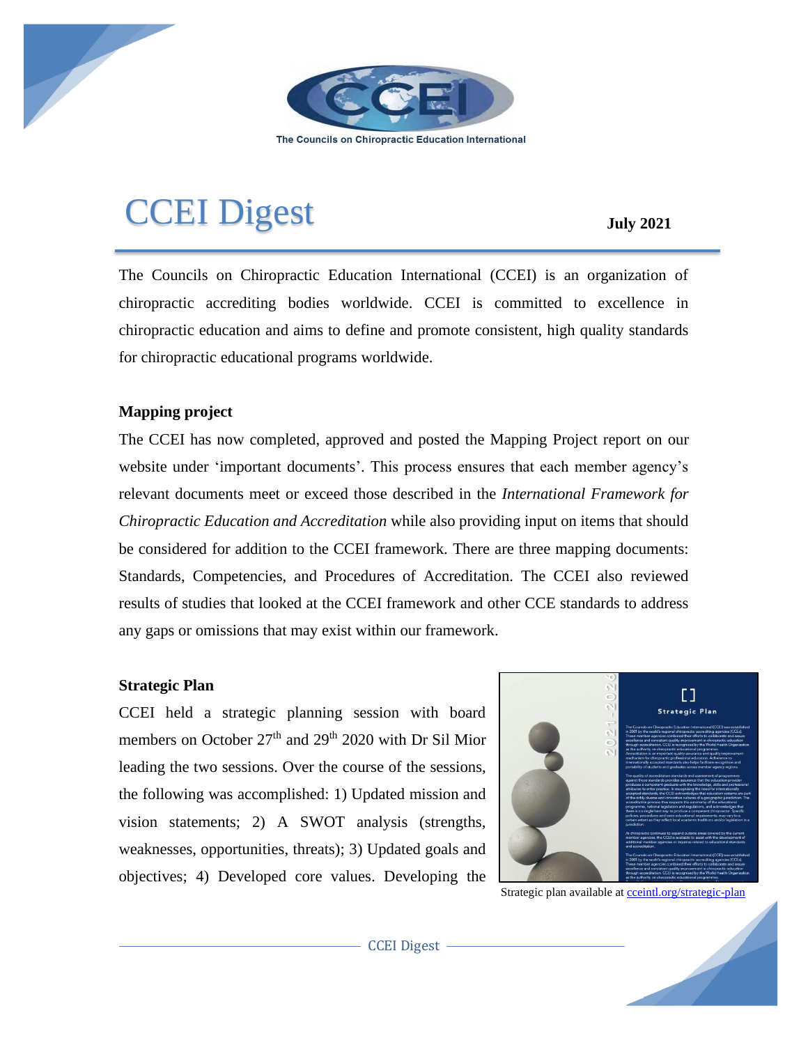The Councils on Chiropractic Education International

# CCEI Digest

**July 2021**

The Councils on Chiropractic Education International (CCEI) is an organization of chiropractic accrediting bodies worldwide. CCEI is committed to excellence in chiropractic education and aims to define and promote consistent, high quality standards for chiropractic educational programs worldwide.

### Mapping project

The CCEI has now completed, approved and posted the Mapping Project report on our website under 'important documents'. This process ensures that each member agency's relevant documents meet or exceed those described in the *International Framework for Chiropractic Education and Accreditation* while also providing input on items that should be considered for addition to the CCEI framework. There are three mapping documents: Standards, Competencies, and Procedures of Accreditation. The CCEI also reviewed results of studies that looked at the CCEI framework and other CCE standards to address any gaps or omissions that may exist within our framework.

### Strategic Plan

CCEI held a strategic planning session with board members on October 27th and 29th 2020 with Dr Sil Mior leading the two sessions. Over the course of the sessions, the following was accomplished: 1) Updated mission and vision statements; 2) A SWOT analysis (strengths, weaknesses, opportunities, threats); 3) Updated goals and objectives; 4) Developed core values. Developing the

Strategic plan available at [cceintl.org/strategic-plan](cceintl.org/strategic-plan)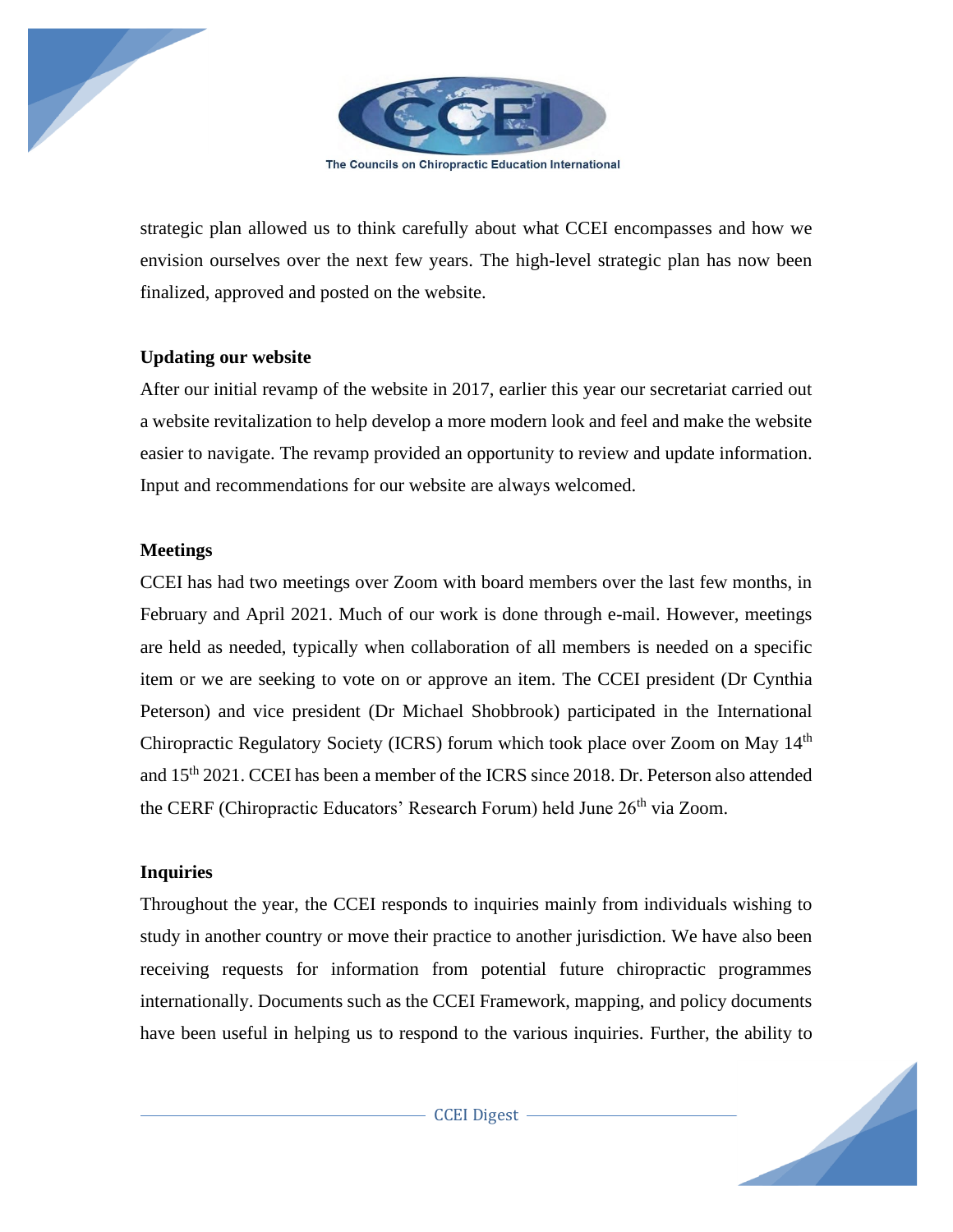strategic plan allowed us to think carefully about what CCEI encompasses and how we envision ourselves over the next few years. The high-level strategic plan has now been finalized, approved and posted on the website.

**Updating our website**

After our initial revamp of the website in 2017, earlier this year our secretariat carried out a website revitalization to help develop a more modern look and feel and make the website easier to navigate. The revamp provided an opportunity to review and update information. Input and recommendations for our website are always welcomed.

**Meetings**

CCEI has had two meetings over Zoom with board members over the last few months, in February and April 2021. Much of our work is done through e-mail. However, meetings are held as needed, typically when collaboration of all members is needed on a specific item or we are seeking to vote on or approve an item. The CCEI president (Dr Cynthia Peterson) and vice president (Dr Michael Shobbrook) participated in the International Chiropractic Regulatory Society (ICRS) forum which took place over Zoom on May 14th and 15th 2021. CCEI has been a member of the ICRS since 2018. Dr. Peterson also attended the CERF (Chiropractic Educators' Research Forum) held June 26th via Zoom.

**Inquiries**

Throughout the year, the CCEI responds to inquiries mainly from individuals wishing to study in another country or move their practice to another jurisdiction. We have also been receiving requests for information from potential future chiropractic programmes internationally. Documents such as the CCEI Framework, mapping, and policy documents have been useful in helping us to respond to the various inquiries. Further, the ability to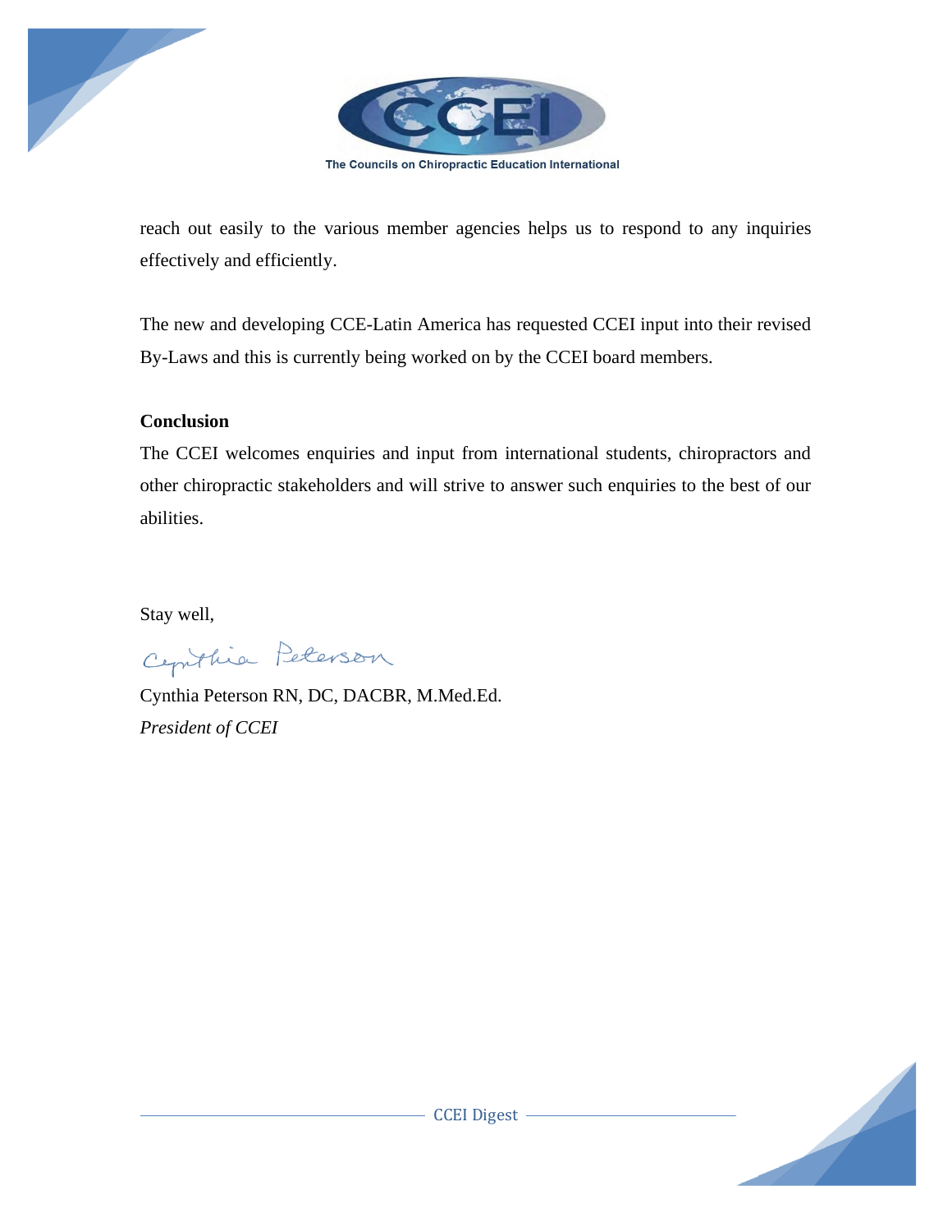reach out easily to the various member agencies helps us to respond to any inquiries effectively and efficiently.

The new and developing CCE-Latin America has requested CCEI input into their revised By-Laws and this is currently being worked on by the CCEI board members.

**Conclusion**

The CCEI welcomes enquiries and input from international students, chiropractors and other chiropractic stakeholders and will strive to answer such enquiries to the best of our abilities.

Stay well,

Cynthia Peterson RN, DC, DACBR, M.Med.Ed.
*President of CCEI*